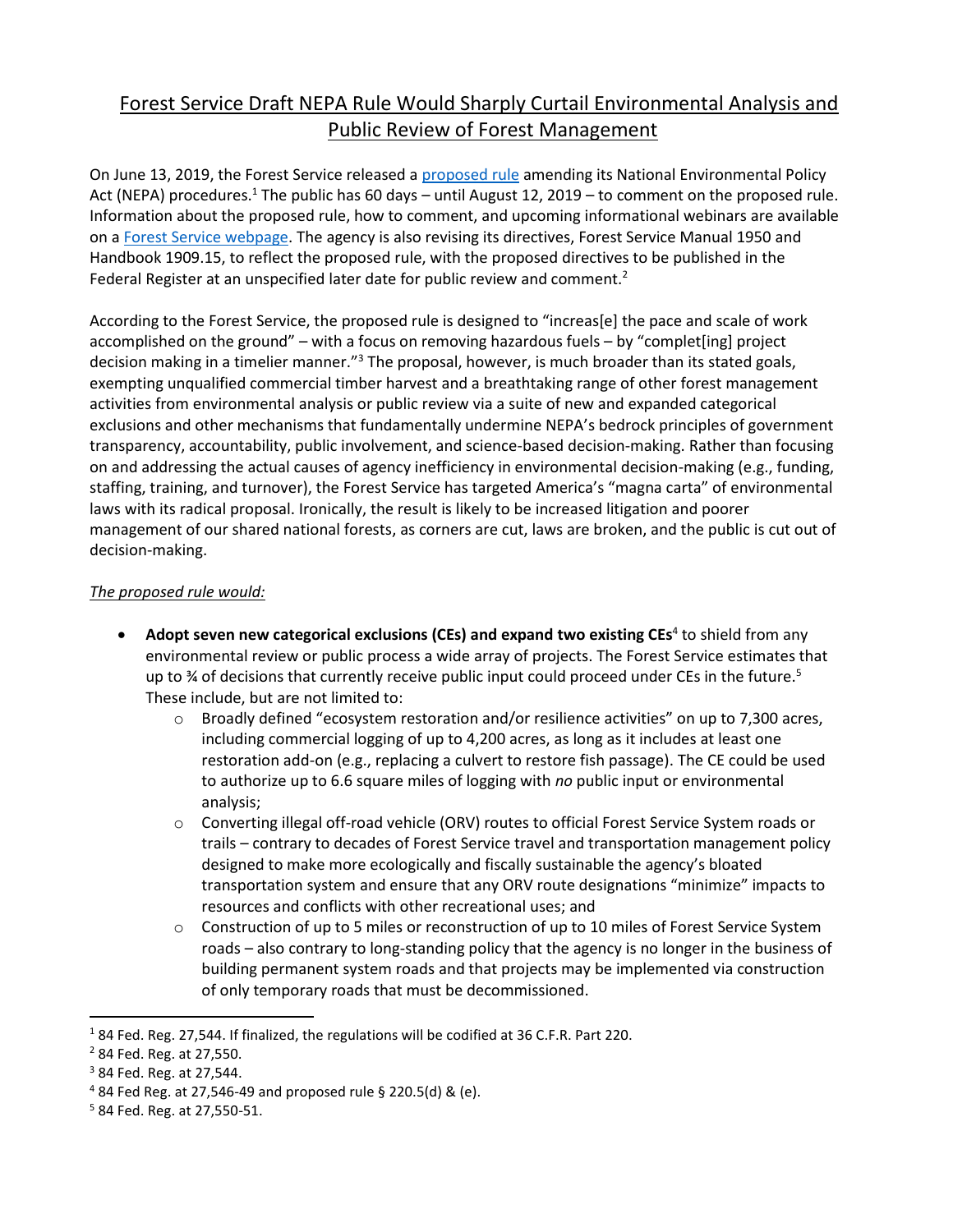# Forest Service Draft NEPA Rule Would Sharply Curtail Environmental Analysis and Public Review of Forest Management

On June 13, 2019, the Forest Service released a [proposed rule](#) amending its National Environmental Policy Act (NEPA) procedures.[1] The public has 60 days – until August 12, 2019 – to comment on the proposed rule. Information about the proposed rule, how to comment, and upcoming informational webinars are available on a [Forest Service webpage](#). The agency is also revising its directives, Forest Service Manual 1950 and Handbook 1909.15, to reflect the proposed rule, with the proposed directives to be published in the Federal Register at an unspecified later date for public review and comment.[2]

According to the Forest Service, the proposed rule is designed to "increas[e] the pace and scale of work accomplished on the ground" – with a focus on removing hazardous fuels – by "complet[ing] project decision making in a timelier manner."[3] The proposal, however, is much broader than its stated goals, exempting unqualified commercial timber harvest and a breathtaking range of other forest management activities from environmental analysis or public review via a suite of new and expanded categorical exclusions and other mechanisms that fundamentally undermine NEPA's bedrock principles of government transparency, accountability, public involvement, and science-based decision-making. Rather than focusing on and addressing the actual causes of agency inefficiency in environmental decision-making (e.g., funding, staffing, training, and turnover), the Forest Service has targeted America's "magna carta" of environmental laws with its radical proposal. Ironically, the result is likely to be increased litigation and poorer management of our shared national forests, as corners are cut, laws are broken, and the public is cut out of decision-making.

*The proposed rule would:*

- **Adopt seven new categorical exclusions (CEs) and expand two existing CEs**[4] to shield from any environmental review or public process a wide array of projects. The Forest Service estimates that up to ¾ of decisions that currently receive public input could proceed under CEs in the future.[5] These include, but are not limited to:
  - Broadly defined "ecosystem restoration and/or resilience activities" on up to 7,300 acres, including commercial logging of up to 4,200 acres, as long as it includes at least one restoration add-on (e.g., replacing a culvert to restore fish passage). The CE could be used to authorize up to 6.6 square miles of logging with *no* public input or environmental analysis;
  - Converting illegal off-road vehicle (ORV) routes to official Forest Service System roads or trails – contrary to decades of Forest Service travel and transportation management policy designed to make more ecologically and fiscally sustainable the agency's bloated transportation system and ensure that any ORV route designations "minimize" impacts to resources and conflicts with other recreational uses; and
  - Construction of up to 5 miles or reconstruction of up to 10 miles of Forest Service System roads – also contrary to long-standing policy that the agency is no longer in the business of building permanent system roads and that projects may be implemented via construction of only temporary roads that must be decommissioned.

---

[1] 84 Fed. Reg. 27,544. If finalized, the regulations will be codified at 36 C.F.R. Part 220.

[2] 84 Fed. Reg. at 27,550.

[3] 84 Fed. Reg. at 27,544.

[4] 84 Fed Reg. at 27,546-49 and proposed rule § 220.5(d) & (e).

[5] 84 Fed. Reg. at 27,550-51.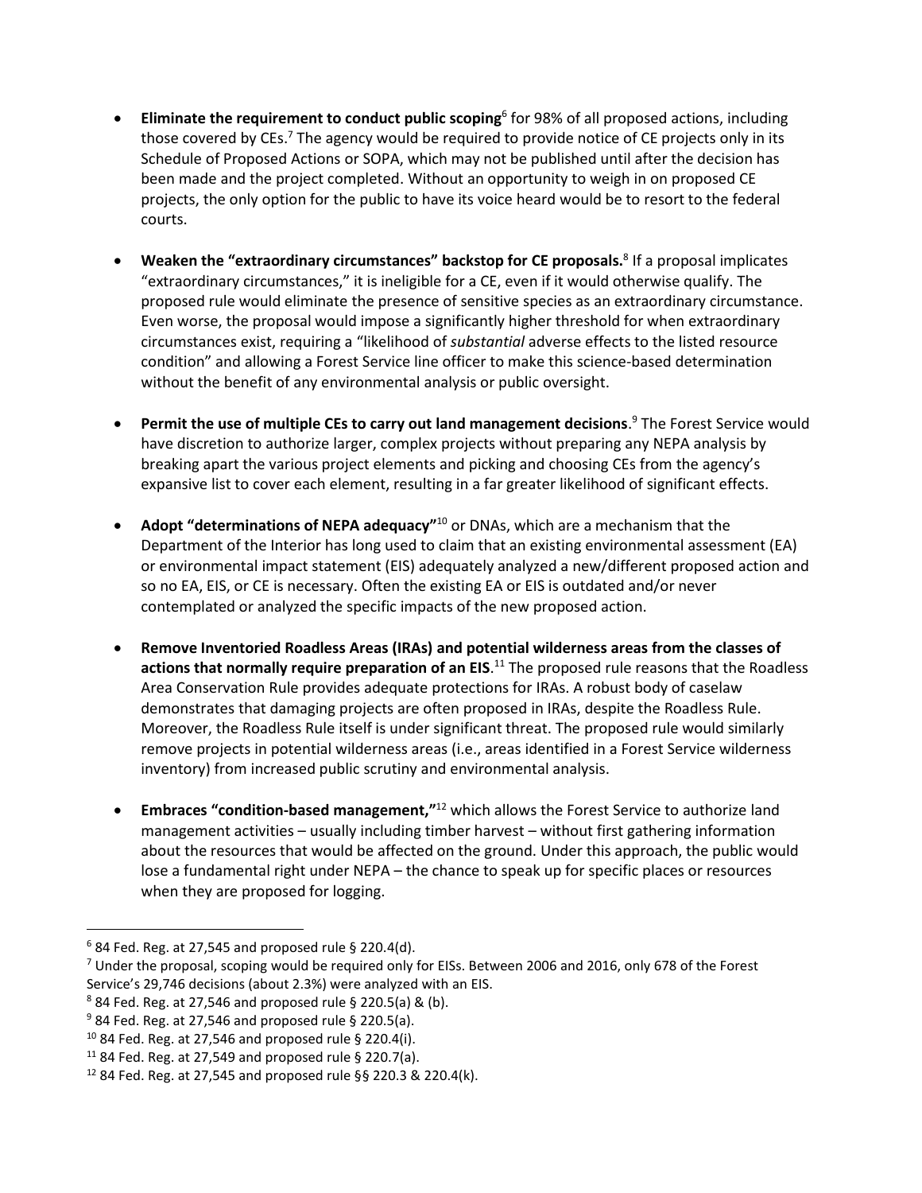- **Eliminate the requirement to conduct public scoping**[6] for 98% of all proposed actions, including those covered by CEs.[7] The agency would be required to provide notice of CE projects only in its Schedule of Proposed Actions or SOPA, which may not be published until after the decision has been made and the project completed. Without an opportunity to weigh in on proposed CE projects, the only option for the public to have its voice heard would be to resort to the federal courts.

- **Weaken the "extraordinary circumstances" backstop for CE proposals.**[8] If a proposal implicates "extraordinary circumstances," it is ineligible for a CE, even if it would otherwise qualify. The proposed rule would eliminate the presence of sensitive species as an extraordinary circumstance. Even worse, the proposal would impose a significantly higher threshold for when extraordinary circumstances exist, requiring a "likelihood of *substantial* adverse effects to the listed resource condition" and allowing a Forest Service line officer to make this science-based determination without the benefit of any environmental analysis or public oversight.

- **Permit the use of multiple CEs to carry out land management decisions**.[9] The Forest Service would have discretion to authorize larger, complex projects without preparing any NEPA analysis by breaking apart the various project elements and picking and choosing CEs from the agency's expansive list to cover each element, resulting in a far greater likelihood of significant effects.

- **Adopt "determinations of NEPA adequacy"**[10] or DNAs, which are a mechanism that the Department of the Interior has long used to claim that an existing environmental assessment (EA) or environmental impact statement (EIS) adequately analyzed a new/different proposed action and so no EA, EIS, or CE is necessary. Often the existing EA or EIS is outdated and/or never contemplated or analyzed the specific impacts of the new proposed action.

- **Remove Inventoried Roadless Areas (IRAs) and potential wilderness areas from the classes of actions that normally require preparation of an EIS**.[11] The proposed rule reasons that the Roadless Area Conservation Rule provides adequate protections for IRAs. A robust body of caselaw demonstrates that damaging projects are often proposed in IRAs, despite the Roadless Rule. Moreover, the Roadless Rule itself is under significant threat. The proposed rule would similarly remove projects in potential wilderness areas (i.e., areas identified in a Forest Service wilderness inventory) from increased public scrutiny and environmental analysis.

- **Embraces "condition-based management,"**[12] which allows the Forest Service to authorize land management activities – usually including timber harvest – without first gathering information about the resources that would be affected on the ground. Under this approach, the public would lose a fundamental right under NEPA – the chance to speak up for specific places or resources when they are proposed for logging.

---

[6] 84 Fed. Reg. at 27,545 and proposed rule § 220.4(d).

[7] Under the proposal, scoping would be required only for EISs. Between 2006 and 2016, only 678 of the Forest Service's 29,746 decisions (about 2.3%) were analyzed with an EIS.

[8] 84 Fed. Reg. at 27,546 and proposed rule § 220.5(a) & (b).

[9] 84 Fed. Reg. at 27,546 and proposed rule § 220.5(a).

[10] 84 Fed. Reg. at 27,546 and proposed rule § 220.4(i).

[11] 84 Fed. Reg. at 27,549 and proposed rule § 220.7(a).

[12] 84 Fed. Reg. at 27,545 and proposed rule §§ 220.3 & 220.4(k).